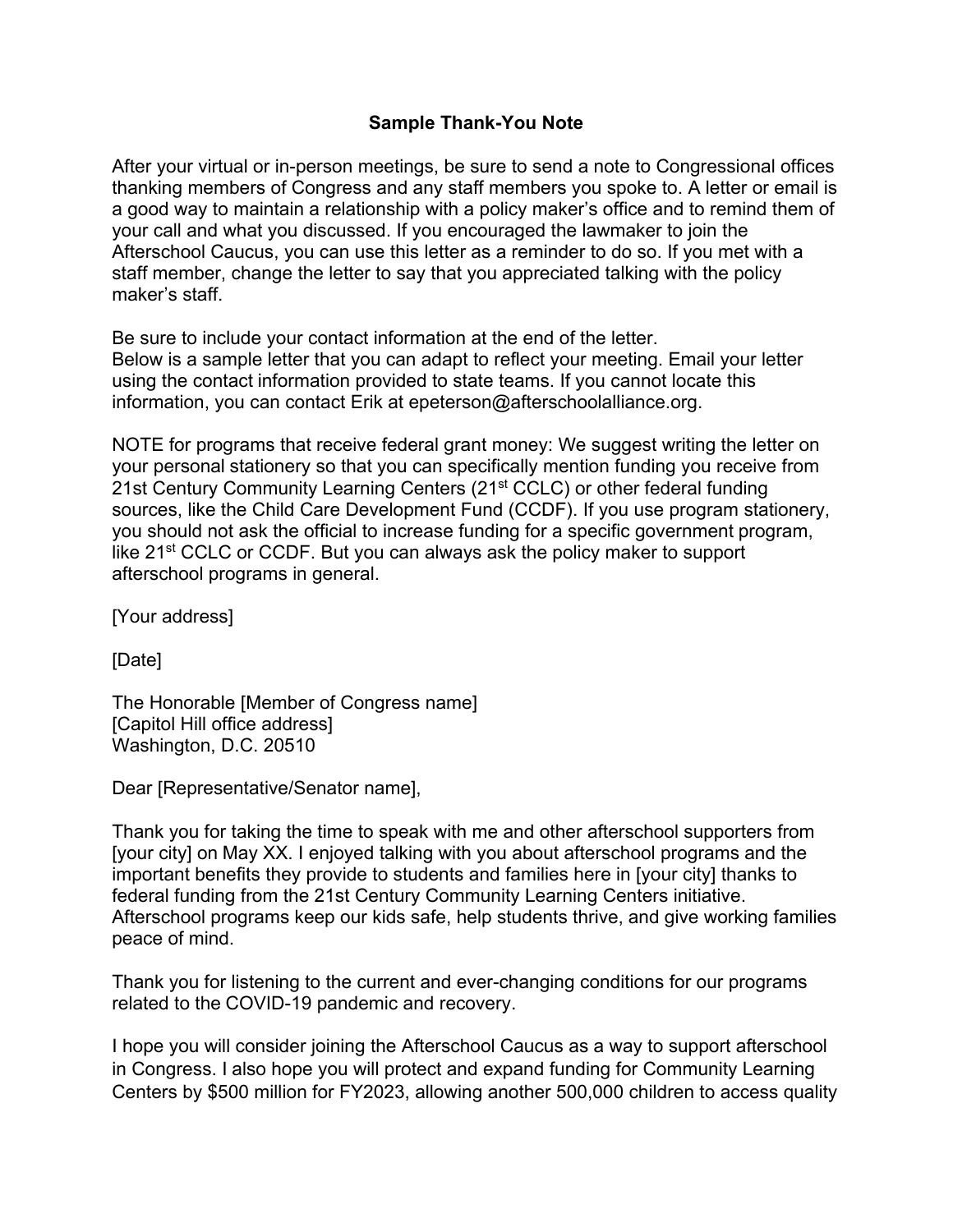## Sample Thank-You Note

After your virtual or in-person meetings, be sure to send a note to Congressional offices thanking members of Congress and any staff members you spoke to. A letter or email is a good way to maintain a relationship with a policy maker's office and to remind them of your call and what you discussed. If you encouraged the lawmaker to join the Afterschool Caucus, you can use this letter as a reminder to do so. If you met with a staff member, change the letter to say that you appreciated talking with the policy maker's staff.

Be sure to include your contact information at the end of the letter.
Below is a sample letter that you can adapt to reflect your meeting. Email your letter using the contact information provided to state teams. If you cannot locate this information, you can contact Erik at epeterson@afterschoolalliance.org.

NOTE for programs that receive federal grant money: We suggest writing the letter on your personal stationery so that you can specifically mention funding you receive from 21st Century Community Learning Centers (21st CCLC) or other federal funding sources, like the Child Care Development Fund (CCDF). If you use program stationery, you should not ask the official to increase funding for a specific government program, like 21st CCLC or CCDF. But you can always ask the policy maker to support afterschool programs in general.

[Your address]

[Date]

The Honorable [Member of Congress name]
[Capitol Hill office address]
Washington, D.C. 20510

Dear [Representative/Senator name],

Thank you for taking the time to speak with me and other afterschool supporters from [your city] on May XX. I enjoyed talking with you about afterschool programs and the important benefits they provide to students and families here in [your city] thanks to federal funding from the 21st Century Community Learning Centers initiative. Afterschool programs keep our kids safe, help students thrive, and give working families peace of mind.

Thank you for listening to the current and ever-changing conditions for our programs related to the COVID-19 pandemic and recovery.

I hope you will consider joining the Afterschool Caucus as a way to support afterschool in Congress. I also hope you will protect and expand funding for Community Learning Centers by $500 million for FY2023, allowing another 500,000 children to access quality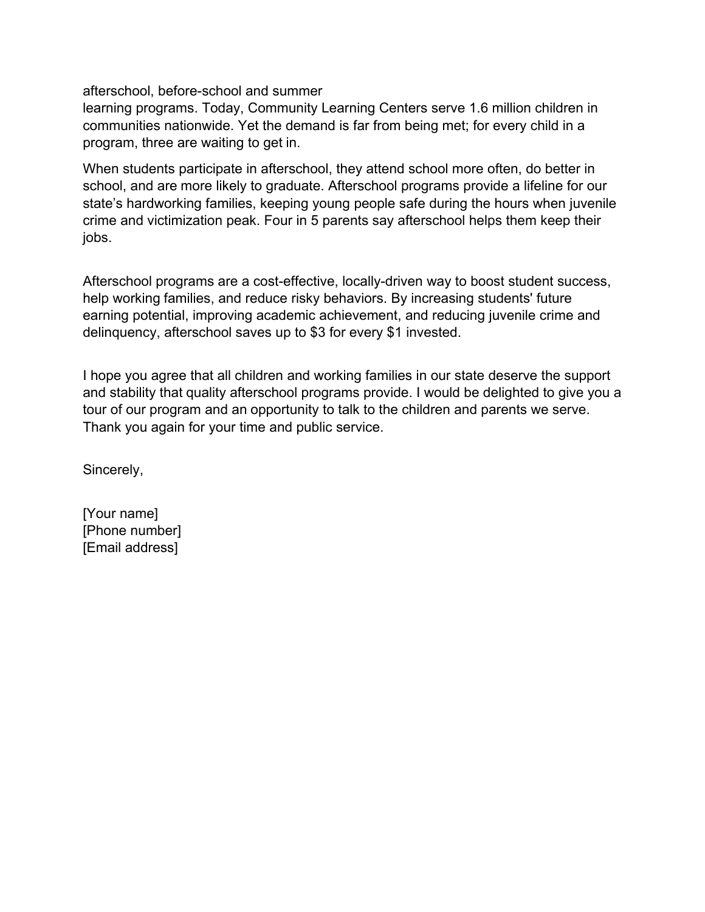afterschool, before-school and summer learning programs. Today, Community Learning Centers serve 1.6 million children in communities nationwide. Yet the demand is far from being met; for every child in a program, three are waiting to get in.

When students participate in afterschool, they attend school more often, do better in school, and are more likely to graduate. Afterschool programs provide a lifeline for our state's hardworking families, keeping young people safe during the hours when juvenile crime and victimization peak. Four in 5 parents say afterschool helps them keep their jobs.

Afterschool programs are a cost-effective, locally-driven way to boost student success, help working families, and reduce risky behaviors. By increasing students' future earning potential, improving academic achievement, and reducing juvenile crime and delinquency, afterschool saves up to $3 for every $1 invested.

I hope you agree that all children and working families in our state deserve the support and stability that quality afterschool programs provide. I would be delighted to give you a tour of our program and an opportunity to talk to the children and parents we serve. Thank you again for your time and public service.

Sincerely,

[Your name]
[Phone number]
[Email address]